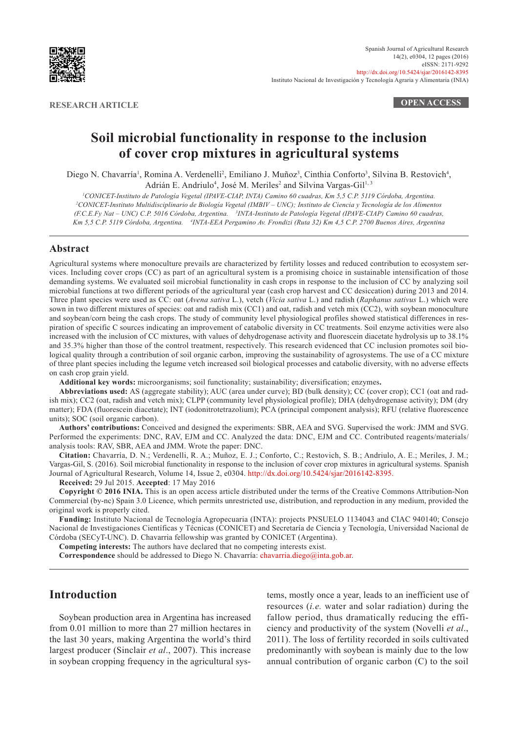RESEARCH ARTICLE

OPEN ACCESS

# Soil microbial functionality in response to the inclusion of cover crop mixtures in agricultural systems

Diego N. Chavarría[1], Romina A. Verdenelli[2], Emiliano J. Muñoz[3], Cinthia Conforto[3], Silvina B. Restovich[4], Adrián E. Andriulo[4], José M. Meriles[2] and Silvina Vargas-Gil[1, 3]

[1]CONICET-Instituto de Patología Vegetal (IPAVE-CIAP, INTA) Camino 60 cuadras, Km 5,5 C.P. 5119 Córdoba, Argentina. [2]CONICET-Instituto Multidisciplinario de Biología Vegetal (IMBIV – UNC); Instituto de Ciencia y Tecnología de los Alimentos (F.C.E.Fy Nat – UNC) C.P. 5016 Córdoba, Argentina. [3]INTA-Instituto de Patología Vegetal (IPAVE-CIAP) Camino 60 cuadras, Km 5,5 C.P. 5119 Córdoba, Argentina. [4]INTA-EEA Pergamino Av. Frondizi (Ruta 32) Km 4,5 C.P. 2700 Buenos Aires, Argentina

## Abstract

Agricultural systems where monoculture prevails are characterized by fertility losses and reduced contribution to ecosystem services. Including cover crops (CC) as part of an agricultural system is a promising choice in sustainable intensification of those demanding systems. We evaluated soil microbial functionality in cash crops in response to the inclusion of CC by analyzing soil microbial functions at two different periods of the agricultural year (cash crop harvest and CC desiccation) during 2013 and 2014. Three plant species were used as CC: oat (*Avena sativa* L.), vetch (*Vicia sativa* L.) and radish (*Raphanus sativus* L.) which were sown in two different mixtures of species: oat and radish mix (CC1) and oat, radish and vetch mix (CC2), with soybean monoculture and soybean/corn being the cash crops. The study of community level physiological profiles showed statistical differences in respiration of specific C sources indicating an improvement of catabolic diversity in CC treatments. Soil enzyme activities were also increased with the inclusion of CC mixtures, with values of dehydrogenase activity and fluorescein diacetate hydrolysis up to 38.1% and 35.3% higher than those of the control treatment, respectively. This research evidenced that CC inclusion promotes soil biological quality through a contribution of soil organic carbon, improving the sustainability of agrosystems. The use of a CC mixture of three plant species including the legume vetch increased soil biological processes and catabolic diversity, with no adverse effects on cash crop grain yield.

**Additional key words:** microorganisms; soil functionality; sustainability; diversification; enzymes**.**

**Abbreviations used:** AS (aggregate stability); AUC (area under curve); BD (bulk density); CC (cover crop); CC1 (oat and radish mix); CC2 (oat, radish and vetch mix); CLPP (community level physiological profile); DHA (dehydrogenase activity); DM (dry matter); FDA (fluorescein diacetate); INT (iodonitrotetrazolium); PCA (principal component analysis); RFU (relative fluorescence units); SOC (soil organic carbon).

**Authors' contributions:** Conceived and designed the experiments: SBR, AEA and SVG. Supervised the work: JMM and SVG. Performed the experiments: DNC, RAV, EJM and CC. Analyzed the data: DNC, EJM and CC. Contributed reagents/materials/analysis tools: RAV, SBR, AEA and JMM. Wrote the paper: DNC.

**Citation:** Chavarría, D. N.; Verdenelli, R. A.; Muñoz, E. J.; Conforto, C.; Restovich, S. B.; Andriulo, A. E.; Meriles, J. M.; Vargas-Gil, S. (2016). Soil microbial functionality in response to the inclusion of cover crop mixtures in agricultural systems. Spanish Journal of Agricultural Research, Volume 14, Issue 2, e0304. http://dx.doi.org/10.5424/sjar/2016142-8395.

**Received:** 29 Jul 2015. **Accepted**: 17 May 2016

**Copyright © 2016 INIA.** This is an open access article distributed under the terms of the Creative Commons Attribution-Non Commercial (by-nc) Spain 3.0 Licence, which permits unrestricted use, distribution, and reproduction in any medium, provided the original work is properly cited.

**Funding:** Instituto Nacional de Tecnología Agropecuaria (INTA): projects PNSUELO 1134043 and CIAC 940140; Consejo Nacional de Investigaciones Científicas y Técnicas (CONICET) and Secretaría de Ciencia y Tecnología, Universidad Nacional de Córdoba (SECyT-UNC). D. Chavarria fellowship was granted by CONICET (Argentina).

**Competing interests:** The authors have declared that no competing interests exist.

**Correspondence** should be addressed to Diego N. Chavarría: chavarria.diego@inta.gob.ar.

## Introduction

Soybean production area in Argentina has increased from 0.01 million to more than 27 million hectares in the last 30 years, making Argentina the world's third largest producer (Sinclair *et al*., 2007). This increase in soybean cropping frequency in the agricultural systems, mostly once a year, leads to an inefficient use of resources (*i.e.* water and solar radiation) during the fallow period, thus dramatically reducing the efficiency and productivity of the system (Novelli *et al*., 2011). The loss of fertility recorded in soils cultivated predominantly with soybean is mainly due to the low annual contribution of organic carbon (C) to the soil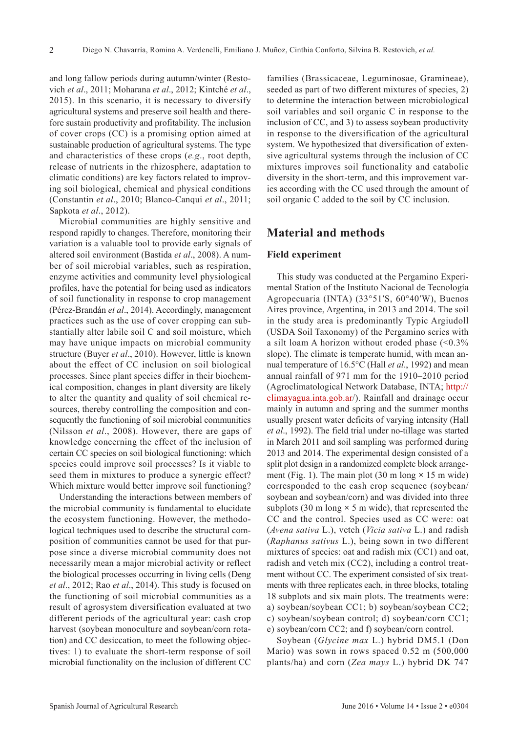and long fallow periods during autumn/winter (Restovich *et al*., 2011; Moharana *et al*., 2012; Kintché *et al*., 2015). In this scenario, it is necessary to diversify agricultural systems and preserve soil health and therefore sustain productivity and profitability. The inclusion of cover crops (CC) is a promising option aimed at sustainable production of agricultural systems. The type and characteristics of these crops (*e.g*., root depth, release of nutrients in the rhizosphere, adaptation to climatic conditions) are key factors related to improving soil biological, chemical and physical conditions (Constantin *et al*., 2010; Blanco-Canqui *et al*., 2011; Sapkota *et al*., 2012).

Microbial communities are highly sensitive and respond rapidly to changes. Therefore, monitoring their variation is a valuable tool to provide early signals of altered soil environment (Bastida *et al*., 2008). A number of soil microbial variables, such as respiration, enzyme activities and community level physiological profiles, have the potential for being used as indicators of soil functionality in response to crop management (Pérez-Brandán *et al*., 2014). Accordingly, management practices such as the use of cover cropping can substantially alter labile soil C and soil moisture, which may have unique impacts on microbial community structure (Buyer *et al*., 2010). However, little is known about the effect of CC inclusion on soil biological processes. Since plant species differ in their biochemical composition, changes in plant diversity are likely to alter the quantity and quality of soil chemical resources, thereby controlling the composition and consequently the functioning of soil microbial communities (Nilsson *et al*., 2008). However, there are gaps of knowledge concerning the effect of the inclusion of certain CC species on soil biological functioning: which species could improve soil processes? Is it viable to seed them in mixtures to produce a synergic effect? Which mixture would better improve soil functioning?

Understanding the interactions between members of the microbial community is fundamental to elucidate the ecosystem functioning. However, the methodological techniques used to describe the structural composition of communities cannot be used for that purpose since a diverse microbial community does not necessarily mean a major microbial activity or reflect the biological processes occurring in living cells (Deng *et al*., 2012; Rao *et al*., 2014). This study is focused on the functioning of soil microbial communities as a result of agrosystem diversification evaluated at two different periods of the agricultural year: cash crop harvest (soybean monoculture and soybean/corn rotation) and CC desiccation, to meet the following objectives: 1) to evaluate the short-term response of soil microbial functionality on the inclusion of different CC families (Brassicaceae, Leguminosae, Gramineae), seeded as part of two different mixtures of species, 2) to determine the interaction between microbiological soil variables and soil organic C in response to the inclusion of CC, and 3) to assess soybean productivity in response to the diversification of the agricultural system. We hypothesized that diversification of extensive agricultural systems through the inclusion of CC mixtures improves soil functionality and catabolic diversity in the short-term, and this improvement varies according with the CC used through the amount of soil organic C added to the soil by CC inclusion.

## Material and methods

### Field experiment

This study was conducted at the Pergamino Experimental Station of the Instituto Nacional de Tecnología Agropecuaria (INTA) (33°51′S, 60°40′W), Buenos Aires province, Argentina, in 2013 and 2014. The soil in the study area is predominantly Typic Argiudoll (USDA Soil Taxonomy) of the Pergamino series with a silt loam A horizon without eroded phase (<0.3% slope). The climate is temperate humid, with mean annual temperature of 16.5°C (Hall *et al*., 1992) and mean annual rainfall of 971 mm for the 1910–2010 period (Agroclimatological Network Database, INTA; http://climayagua.inta.gob.ar/). Rainfall and drainage occur mainly in autumn and spring and the summer months usually present water deficits of varying intensity (Hall *et al*., 1992). The field trial under no-tillage was started in March 2011 and soil sampling was performed during 2013 and 2014. The experimental design consisted of a split plot design in a randomized complete block arrangement (Fig. 1). The main plot (30 m long × 15 m wide) corresponded to the cash crop sequence (soybean/soybean and soybean/corn) and was divided into three subplots (30 m long × 5 m wide), that represented the CC and the control. Species used as CC were: oat (*Avena sativa* L.), vetch (*Vicia sativa* L.) and radish (*Raphanus sativus* L.), being sown in two different mixtures of species: oat and radish mix (CC1) and oat, radish and vetch mix (CC2), including a control treatment without CC. The experiment consisted of six treatments with three replicates each, in three blocks, totaling 18 subplots and six main plots. The treatments were: a) soybean/soybean CC1; b) soybean/soybean CC2; c) soybean/soybean control; d) soybean/corn CC1; e) soybean/corn CC2; and f) soybean/corn control.

Soybean (*Glycine max* L.) hybrid DM5.1 (Don Mario) was sown in rows spaced 0.52 m (500,000 plants/ha) and corn (*Zea mays* L.) hybrid DK 747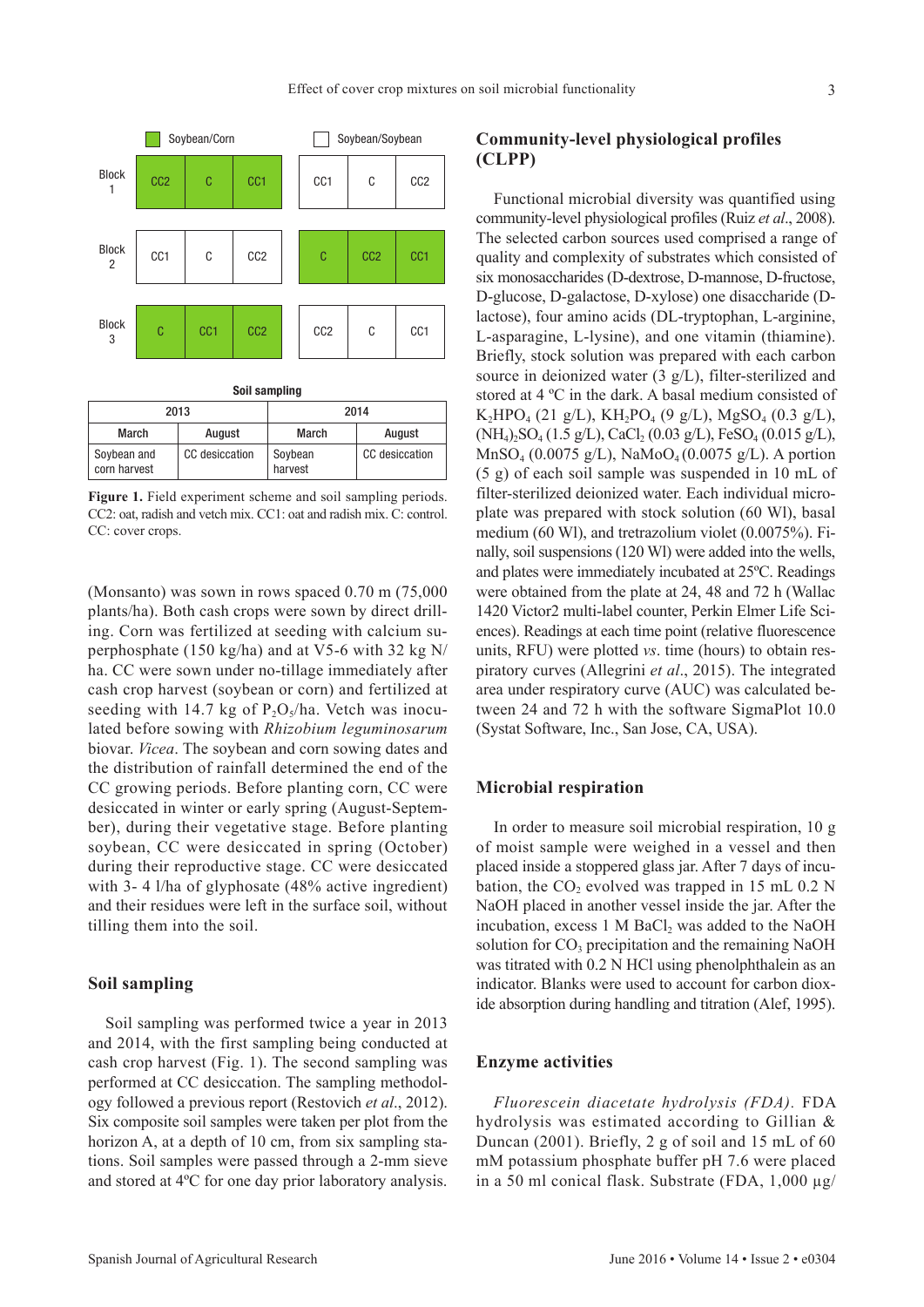| | Soybean/Corn | | | Soybean/Soybean | | |
|---|---|---|---|---|---|---|
| Block 1 | CC2 | C | CC1 | CC1 | C | CC2 |
| Block 2 | CC1 | C | CC2 | C | CC2 | CC1 |
| Block 3 | C | CC1 | CC2 | CC2 | C | CC1 |

**Soil sampling**

| 2013 | | 2014 | |
|---|---|---|---|
| March | August | March | August |
| Soybean and corn harvest | CC desiccation | Soybean harvest | CC desiccation |

**Figure 1.** Field experiment scheme and soil sampling periods. CC2: oat, radish and vetch mix. CC1: oat and radish mix. C: control. CC: cover crops.

(Monsanto) was sown in rows spaced 0.70 m (75,000 plants/ha). Both cash crops were sown by direct drilling. Corn was fertilized at seeding with calcium superphosphate (150 kg/ha) and at V5-6 with 32 kg N/ha. CC were sown under no-tillage immediately after cash crop harvest (soybean or corn) and fertilized at seeding with 14.7 kg of $P_2O_5$/ha. Vetch was inoculated before sowing with *Rhizobium leguminosarum* biovar. *Vicea*. The soybean and corn sowing dates and the distribution of rainfall determined the end of the CC growing periods. Before planting corn, CC were desiccated in winter or early spring (August-September), during their vegetative stage. Before planting soybean, CC were desiccated in spring (October) during their reproductive stage. CC were desiccated with 3- 4 l/ha of glyphosate (48% active ingredient) and their residues were left in the surface soil, without tilling them into the soil.

## Soil sampling

Soil sampling was performed twice a year in 2013 and 2014, with the first sampling being conducted at cash crop harvest (Fig. 1). The second sampling was performed at CC desiccation. The sampling methodology followed a previous report (Restovich *et al*., 2012). Six composite soil samples were taken per plot from the horizon A, at a depth of 10 cm, from six sampling stations. Soil samples were passed through a 2-mm sieve and stored at 4ºC for one day prior laboratory analysis.

## Community-level physiological profiles (CLPP)

Functional microbial diversity was quantified using community-level physiological profiles (Ruiz *et al*., 2008). The selected carbon sources used comprised a range of quality and complexity of substrates which consisted of six monosaccharides (D-dextrose, D-mannose, D-fructose, D-glucose, D-galactose, D-xylose) one disaccharide (D-lactose), four amino acids (DL-tryptophan, L-arginine, L-asparagine, L-lysine), and one vitamin (thiamine). Briefly, stock solution was prepared with each carbon source in deionized water (3 g/L), filter-sterilized and stored at 4 ºC in the dark. A basal medium consisted of $K_2HPO_4$ (21 g/L), $KH_2PO_4$ (9 g/L), $MgSO_4$ (0.3 g/L), $(NH_4)_2SO_4$ (1.5 g/L), $CaCl_2$ (0.03 g/L), $FeSO_4$ (0.015 g/L), $MnSO_4$ (0.0075 g/L), $NaMoO_4$ (0.0075 g/L). A portion (5 g) of each soil sample was suspended in 10 mL of filter-sterilized deionized water. Each individual microplate was prepared with stock solution (60 Wl), basal medium (60 Wl), and tretrazolium violet (0.0075%). Finally, soil suspensions (120 Wl) were added into the wells, and plates were immediately incubated at 25ºC. Readings were obtained from the plate at 24, 48 and 72 h (Wallac 1420 Victor2 multi-label counter, Perkin Elmer Life Sciences). Readings at each time point (relative fluorescence units, RFU) were plotted *vs*. time (hours) to obtain respiratory curves (Allegrini *et al*., 2015). The integrated area under respiratory curve (AUC) was calculated between 24 and 72 h with the software SigmaPlot 10.0 (Systat Software, Inc., San Jose, CA, USA).

## Microbial respiration

In order to measure soil microbial respiration, 10 g of moist sample were weighed in a vessel and then placed inside a stoppered glass jar. After 7 days of incubation, the $CO_2$ evolved was trapped in 15 mL 0.2 N NaOH placed in another vessel inside the jar. After the incubation, excess 1 M $BaCl_2$ was added to the NaOH solution for $CO_3$ precipitation and the remaining NaOH was titrated with 0.2 N HCl using phenolphthalein as an indicator. Blanks were used to account for carbon dioxide absorption during handling and titration (Alef, 1995).

## Enzyme activities

*Fluorescein diacetate hydrolysis (FDA).* FDA hydrolysis was estimated according to Gillian & Duncan (2001). Briefly, 2 g of soil and 15 mL of 60 mM potassium phosphate buffer pH 7.6 were placed in a 50 ml conical flask. Substrate (FDA, 1,000 µg/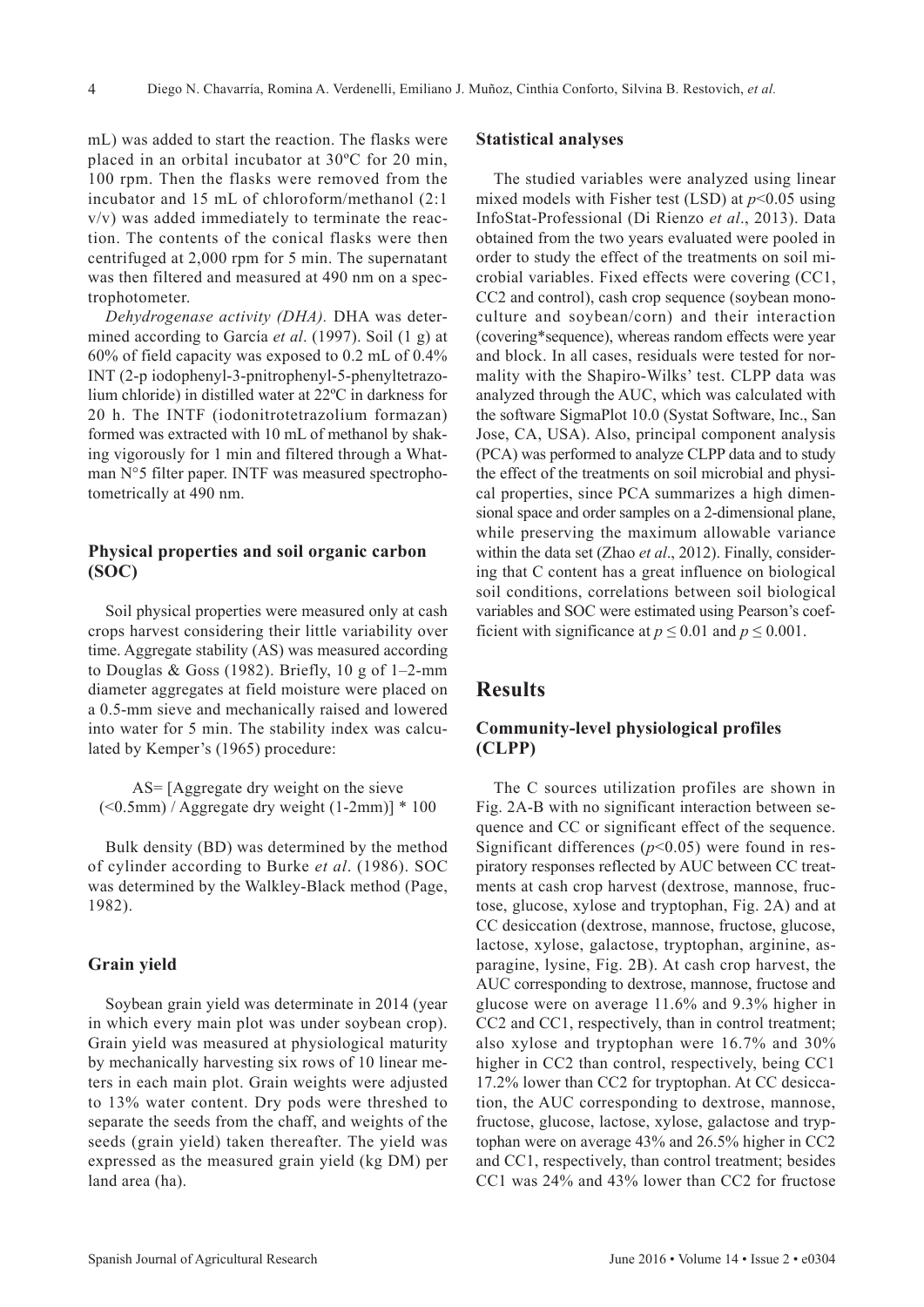mL) was added to start the reaction. The flasks were placed in an orbital incubator at 30ºC for 20 min, 100 rpm. Then the flasks were removed from the incubator and 15 mL of chloroform/methanol (2:1 v/v) was added immediately to terminate the reaction. The contents of the conical flasks were then centrifuged at 2,000 rpm for 5 min. The supernatant was then filtered and measured at 490 nm on a spectrophotometer.

*Dehydrogenase activity (DHA).* DHA was determined according to García *et al*. (1997). Soil (1 g) at 60% of field capacity was exposed to 0.2 mL of 0.4% INT (2-p iodophenyl-3-pnitrophenyl-5-phenyltetrazolium chloride) in distilled water at 22ºC in darkness for 20 h. The INTF (iodonitrotetrazolium formazan) formed was extracted with 10 mL of methanol by shaking vigorously for 1 min and filtered through a Whatman N°5 filter paper. INTF was measured spectrophotometrically at 490 nm.

### Physical properties and soil organic carbon (SOC)

Soil physical properties were measured only at cash crops harvest considering their little variability over time. Aggregate stability (AS) was measured according to Douglas & Goss (1982). Briefly, 10 g of 1–2-mm diameter aggregates at field moisture were placed on a 0.5-mm sieve and mechanically raised and lowered into water for 5 min. The stability index was calculated by Kemper's (1965) procedure:

AS= [Aggregate dry weight on the sieve (<0.5mm) / Aggregate dry weight (1-2mm)] * 100

Bulk density (BD) was determined by the method of cylinder according to Burke *et al*. (1986). SOC was determined by the Walkley-Black method (Page, 1982).

### Grain yield

Soybean grain yield was determinate in 2014 (year in which every main plot was under soybean crop). Grain yield was measured at physiological maturity by mechanically harvesting six rows of 10 linear meters in each main plot. Grain weights were adjusted to 13% water content. Dry pods were threshed to separate the seeds from the chaff, and weights of the seeds (grain yield) taken thereafter. The yield was expressed as the measured grain yield (kg DM) per land area (ha).

### Statistical analyses

The studied variables were analyzed using linear mixed models with Fisher test (LSD) at $p<0.05$ using InfoStat-Professional (Di Rienzo *et al*., 2013). Data obtained from the two years evaluated were pooled in order to study the effect of the treatments on soil microbial variables. Fixed effects were covering (CC1, CC2 and control), cash crop sequence (soybean monoculture and soybean/corn) and their interaction (covering*sequence), whereas random effects were year and block. In all cases, residuals were tested for normality with the Shapiro-Wilks' test. CLPP data was analyzed through the AUC, which was calculated with the software SigmaPlot 10.0 (Systat Software, Inc., San Jose, CA, USA). Also, principal component analysis (PCA) was performed to analyze CLPP data and to study the effect of the treatments on soil microbial and physical properties, since PCA summarizes a high dimensional space and order samples on a 2-dimensional plane, while preserving the maximum allowable variance within the data set (Zhao *et al*., 2012). Finally, considering that C content has a great influence on biological soil conditions, correlations between soil biological variables and SOC were estimated using Pearson's coefficient with significance at $p \leq 0.01$ and $p \leq 0.001$.

## Results

### Community-level physiological profiles (CLPP)

The C sources utilization profiles are shown in Fig. 2A-B with no significant interaction between sequence and CC or significant effect of the sequence. Significant differences ($p<0.05$) were found in respiratory responses reflected by AUC between CC treatments at cash crop harvest (dextrose, mannose, fructose, glucose, xylose and tryptophan, Fig. 2A) and at CC desiccation (dextrose, mannose, fructose, glucose, lactose, xylose, galactose, tryptophan, arginine, asparagine, lysine, Fig. 2B). At cash crop harvest, the AUC corresponding to dextrose, mannose, fructose and glucose were on average 11.6% and 9.3% higher in CC2 and CC1, respectively, than in control treatment; also xylose and tryptophan were 16.7% and 30% higher in CC2 than control, respectively, being CC1 17.2% lower than CC2 for tryptophan. At CC desiccation, the AUC corresponding to dextrose, mannose, fructose, glucose, lactose, xylose, galactose and tryptophan were on average 43% and 26.5% higher in CC2 and CC1, respectively, than control treatment; besides CC1 was 24% and 43% lower than CC2 for fructose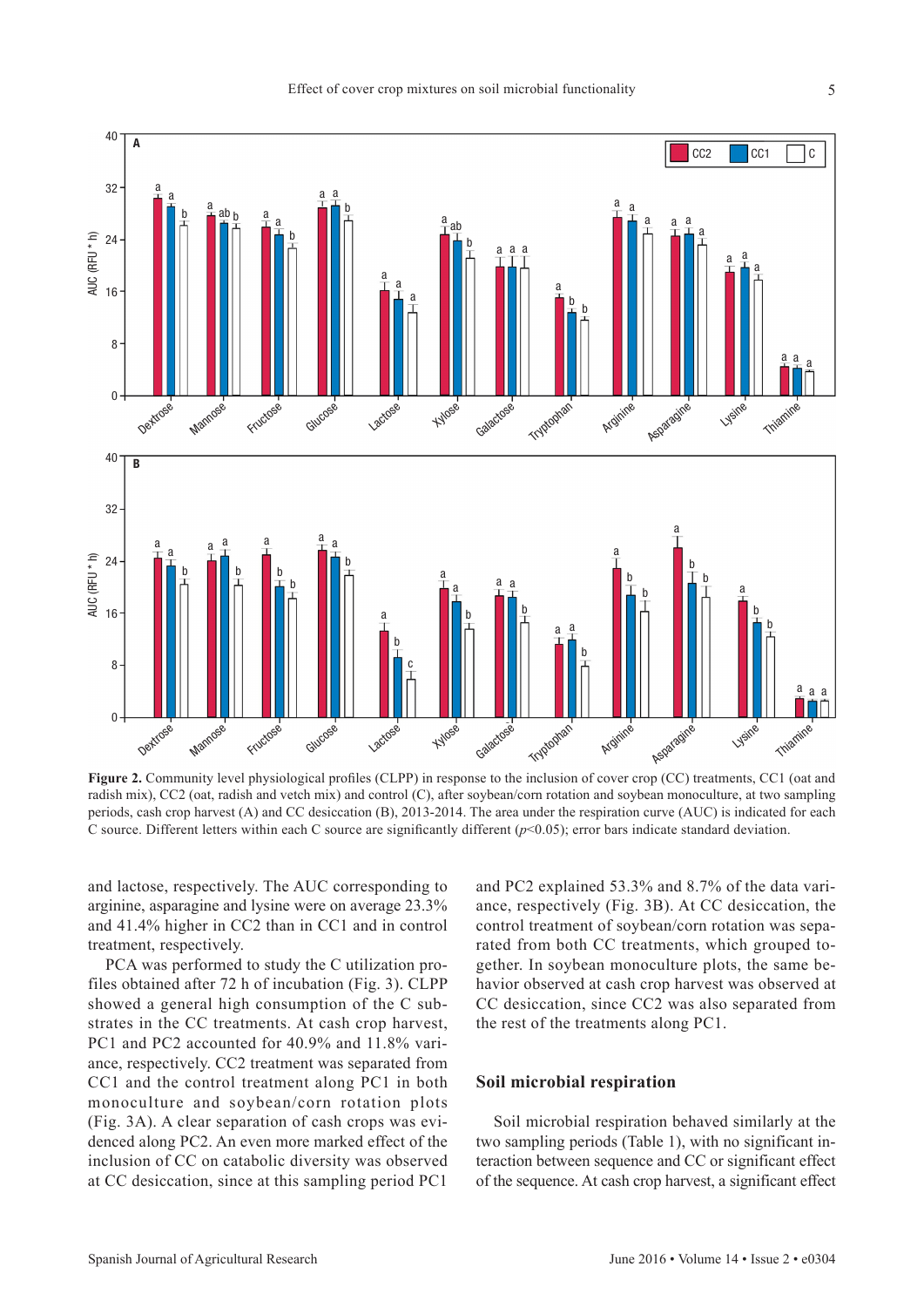**Figure 2.** Community level physiological profiles (CLPP) in response to the inclusion of cover crop (CC) treatments, CC1 (oat and radish mix), CC2 (oat, radish and vetch mix) and control (C), after soybean/corn rotation and soybean monoculture, at two sampling periods, cash crop harvest (A) and CC desiccation (B), 2013-2014. The area under the respiration curve (AUC) is indicated for each C source. Different letters within each C source are significantly different ($p$<0.05); error bars indicate standard deviation.

and lactose, respectively. The AUC corresponding to arginine, asparagine and lysine were on average 23.3% and 41.4% higher in CC2 than in CC1 and in control treatment, respectively.

PCA was performed to study the C utilization profiles obtained after 72 h of incubation (Fig. 3). CLPP showed a general high consumption of the C substrates in the CC treatments. At cash crop harvest, PC1 and PC2 accounted for 40.9% and 11.8% variance, respectively. CC2 treatment was separated from CC1 and the control treatment along PC1 in both monoculture and soybean/corn rotation plots (Fig. 3A). A clear separation of cash crops was evidenced along PC2. An even more marked effect of the inclusion of CC on catabolic diversity was observed at CC desiccation, since at this sampling period PC1 and PC2 explained 53.3% and 8.7% of the data variance, respectively (Fig. 3B). At CC desiccation, the control treatment of soybean/corn rotation was separated from both CC treatments, which grouped together. In soybean monoculture plots, the same behavior observed at cash crop harvest was observed at CC desiccation, since CC2 was also separated from the rest of the treatments along PC1.

## Soil microbial respiration

Soil microbial respiration behaved similarly at the two sampling periods (Table 1), with no significant interaction between sequence and CC or significant effect of the sequence. At cash crop harvest, a significant effect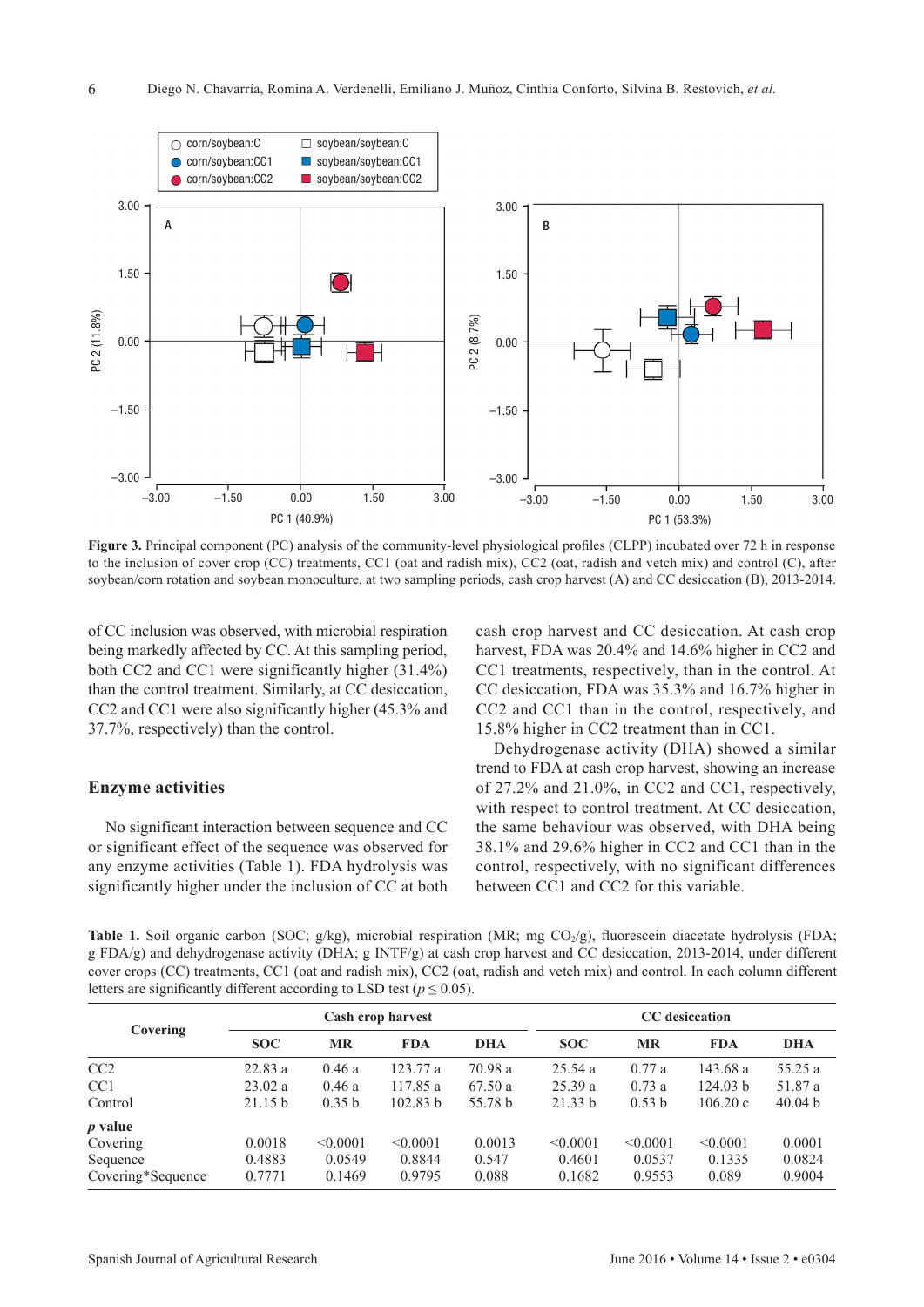Figure 3. Principal component (PC) analysis of the community-level physiological profiles (CLPP) incubated over 72 h in response to the inclusion of cover crop (CC) treatments, CC1 (oat and radish mix), CC2 (oat, radish and vetch mix) and control (C), after soybean/corn rotation and soybean monoculture, at two sampling periods, cash crop harvest (A) and CC desiccation (B), 2013-2014.

of CC inclusion was observed, with microbial respiration being markedly affected by CC. At this sampling period, both CC2 and CC1 were significantly higher (31.4%) than the control treatment. Similarly, at CC desiccation, CC2 and CC1 were also significantly higher (45.3% and 37.7%, respectively) than the control.

## Enzyme activities

No significant interaction between sequence and CC or significant effect of the sequence was observed for any enzyme activities (Table 1). FDA hydrolysis was significantly higher under the inclusion of CC at both cash crop harvest and CC desiccation. At cash crop harvest, FDA was 20.4% and 14.6% higher in CC2 and CC1 treatments, respectively, than in the control. At CC desiccation, FDA was 35.3% and 16.7% higher in CC2 and CC1 than in the control, respectively, and 15.8% higher in CC2 treatment than in CC1.

Dehydrogenase activity (DHA) showed a similar trend to FDA at cash crop harvest, showing an increase of 27.2% and 21.0%, in CC2 and CC1, respectively, with respect to control treatment. At CC desiccation, the same behaviour was observed, with DHA being 38.1% and 29.6% higher in CC2 and CC1 than in the control, respectively, with no significant differences between CC1 and CC2 for this variable.

**Table 1.** Soil organic carbon (SOC; g/kg), microbial respiration (MR; mg $CO_2$/g), fluorescein diacetate hydrolysis (FDA; g FDA/g) and dehydrogenase activity (DHA; g INTF/g) at cash crop harvest and CC desiccation, 2013-2014, under different cover crops (CC) treatments, CC1 (oat and radish mix), CC2 (oat, radish and vetch mix) and control. In each column different letters are significantly different according to LSD test ($p \leq 0.05$).

| Covering | Cash crop harvest | | | | CC desiccation | | | |
|---|---|---|---|---|---|---|---|---|
| | **SOC** | **MR** | **FDA** | **DHA** | **SOC** | **MR** | **FDA** | **DHA** |
| CC2 | 22.83 a | 0.46 a | 123.77 a | 70.98 a | 25.54 a | 0.77 a | 143.68 a | 55.25 a |
| CC1 | 23.02 a | 0.46 a | 117.85 a | 67.50 a | 25.39 a | 0.73 a | 124.03 b | 51.87 a |
| Control | 21.15 b | 0.35 b | 102.83 b | 55.78 b | 21.33 b | 0.53 b | 106.20 c | 40.04 b |
| ***p* value** | | | | | | | | |
| Covering | 0.0018 | <0.0001 | <0.0001 | 0.0013 | <0.0001 | <0.0001 | <0.0001 | 0.0001 |
| Sequence | 0.4883 | 0.0549 | 0.8844 | 0.547 | 0.4601 | 0.0537 | 0.1335 | 0.0824 |
| Covering*Sequence | 0.7771 | 0.1469 | 0.9795 | 0.088 | 0.1682 | 0.9553 | 0.089 | 0.9004 |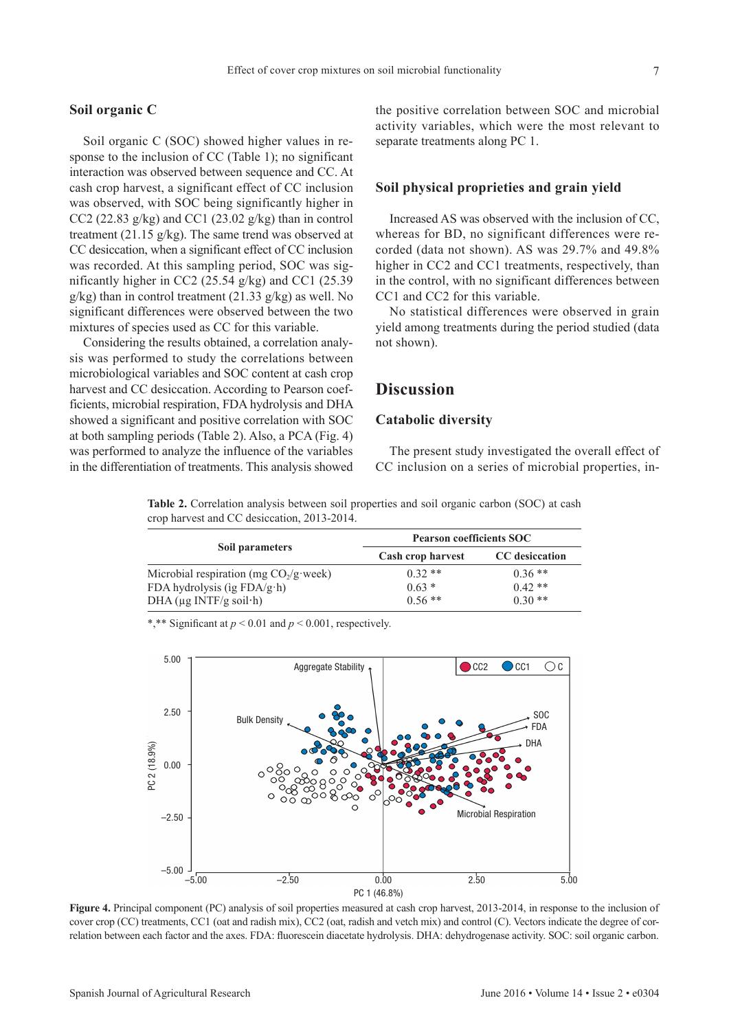## Soil organic C

Soil organic C (SOC) showed higher values in response to the inclusion of CC (Table 1); no significant interaction was observed between sequence and CC. At cash crop harvest, a significant effect of CC inclusion was observed, with SOC being significantly higher in CC2 (22.83 g/kg) and CC1 (23.02 g/kg) than in control treatment (21.15 g/kg). The same trend was observed at CC desiccation, when a significant effect of CC inclusion was recorded. At this sampling period, SOC was significantly higher in CC2 (25.54 g/kg) and CC1 (25.39 g/kg) than in control treatment (21.33 g/kg) as well. No significant differences were observed between the two mixtures of species used as CC for this variable.

Considering the results obtained, a correlation analysis was performed to study the correlations between microbiological variables and SOC content at cash crop harvest and CC desiccation. According to Pearson coefficients, microbial respiration, FDA hydrolysis and DHA showed a significant and positive correlation with SOC at both sampling periods (Table 2). Also, a PCA (Fig. 4) was performed to analyze the influence of the variables in the differentiation of treatments. This analysis showed the positive correlation between SOC and microbial activity variables, which were the most relevant to separate treatments along PC 1.

## Soil physical proprieties and grain yield

Increased AS was observed with the inclusion of CC, whereas for BD, no significant differences were recorded (data not shown). AS was 29.7% and 49.8% higher in CC2 and CC1 treatments, respectively, than in the control, with no significant differences between CC1 and CC2 for this variable.

No statistical differences were observed in grain yield among treatments during the period studied (data not shown).

# Discussion

## Catabolic diversity

The present study investigated the overall effect of CC inclusion on a series of microbial properties, in-

**Table 2.** Correlation analysis between soil properties and soil organic carbon (SOC) at cash crop harvest and CC desiccation, 2013-2014.

| Soil parameters | Pearson coefficients SOC | |
|---|---|---|
| | Cash crop harvest | CC desiccation |
| Microbial respiration (mg $CO_2$/g·week) | 0.32 ** | 0.36 ** |
| FDA hydrolysis (ig FDA/g·h) | 0.63 * | 0.42 ** |
| DHA (µg INTF/g soil·h) | 0.56 ** | 0.30 ** |

*,** Significant at $p < 0.01$ and $p < 0.001$, respectively.

**Figure 4.** Principal component (PC) analysis of soil properties measured at cash crop harvest, 2013-2014, in response to the inclusion of cover crop (CC) treatments, CC1 (oat and radish mix), CC2 (oat, radish and vetch mix) and control (C). Vectors indicate the degree of correlation between each factor and the axes. FDA: fluorescein diacetate hydrolysis. DHA: dehydrogenase activity. SOC: soil organic carbon.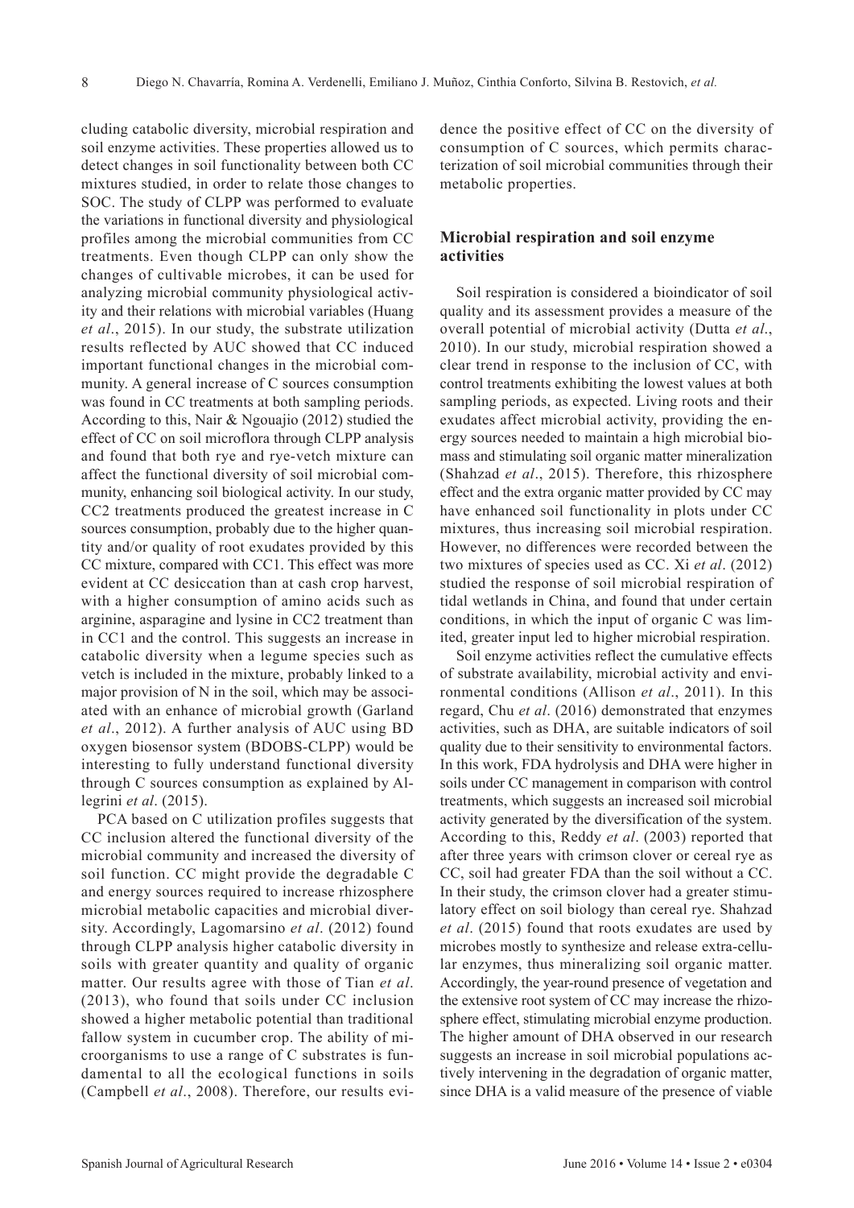cluding catabolic diversity, microbial respiration and soil enzyme activities. These properties allowed us to detect changes in soil functionality between both CC mixtures studied, in order to relate those changes to SOC. The study of CLPP was performed to evaluate the variations in functional diversity and physiological profiles among the microbial communities from CC treatments. Even though CLPP can only show the changes of cultivable microbes, it can be used for analyzing microbial community physiological activity and their relations with microbial variables (Huang *et al*., 2015). In our study, the substrate utilization results reflected by AUC showed that CC induced important functional changes in the microbial community. A general increase of C sources consumption was found in CC treatments at both sampling periods. According to this, Nair & Ngouajio (2012) studied the effect of CC on soil microflora through CLPP analysis and found that both rye and rye-vetch mixture can affect the functional diversity of soil microbial community, enhancing soil biological activity. In our study, CC2 treatments produced the greatest increase in C sources consumption, probably due to the higher quantity and/or quality of root exudates provided by this CC mixture, compared with CC1. This effect was more evident at CC desiccation than at cash crop harvest, with a higher consumption of amino acids such as arginine, asparagine and lysine in CC2 treatment than in CC1 and the control. This suggests an increase in catabolic diversity when a legume species such as vetch is included in the mixture, probably linked to a major provision of N in the soil, which may be associated with an enhance of microbial growth (Garland *et al*., 2012). A further analysis of AUC using BD oxygen biosensor system (BDOBS-CLPP) would be interesting to fully understand functional diversity through C sources consumption as explained by Allegrini *et al*. (2015).

PCA based on C utilization profiles suggests that CC inclusion altered the functional diversity of the microbial community and increased the diversity of soil function. CC might provide the degradable C and energy sources required to increase rhizosphere microbial metabolic capacities and microbial diversity. Accordingly, Lagomarsino *et al*. (2012) found through CLPP analysis higher catabolic diversity in soils with greater quantity and quality of organic matter. Our results agree with those of Tian *et al*. (2013), who found that soils under CC inclusion showed a higher metabolic potential than traditional fallow system in cucumber crop. The ability of microorganisms to use a range of C substrates is fundamental to all the ecological functions in soils (Campbell *et al*., 2008). Therefore, our results evidence the positive effect of CC on the diversity of consumption of C sources, which permits characterization of soil microbial communities through their metabolic properties.

## Microbial respiration and soil enzyme activities

Soil respiration is considered a bioindicator of soil quality and its assessment provides a measure of the overall potential of microbial activity (Dutta *et al*., 2010). In our study, microbial respiration showed a clear trend in response to the inclusion of CC, with control treatments exhibiting the lowest values at both sampling periods, as expected. Living roots and their exudates affect microbial activity, providing the energy sources needed to maintain a high microbial biomass and stimulating soil organic matter mineralization (Shahzad *et al*., 2015). Therefore, this rhizosphere effect and the extra organic matter provided by CC may have enhanced soil functionality in plots under CC mixtures, thus increasing soil microbial respiration. However, no differences were recorded between the two mixtures of species used as CC. Xi *et al*. (2012) studied the response of soil microbial respiration of tidal wetlands in China, and found that under certain conditions, in which the input of organic C was limited, greater input led to higher microbial respiration.

Soil enzyme activities reflect the cumulative effects of substrate availability, microbial activity and environmental conditions (Allison *et al*., 2011). In this regard, Chu *et al*. (2016) demonstrated that enzymes activities, such as DHA, are suitable indicators of soil quality due to their sensitivity to environmental factors. In this work, FDA hydrolysis and DHA were higher in soils under CC management in comparison with control treatments, which suggests an increased soil microbial activity generated by the diversification of the system. According to this, Reddy *et al*. (2003) reported that after three years with crimson clover or cereal rye as CC, soil had greater FDA than the soil without a CC. In their study, the crimson clover had a greater stimulatory effect on soil biology than cereal rye. Shahzad *et al*. (2015) found that roots exudates are used by microbes mostly to synthesize and release extra-cellular enzymes, thus mineralizing soil organic matter. Accordingly, the year-round presence of vegetation and the extensive root system of CC may increase the rhizosphere effect, stimulating microbial enzyme production. The higher amount of DHA observed in our research suggests an increase in soil microbial populations actively intervening in the degradation of organic matter, since DHA is a valid measure of the presence of viable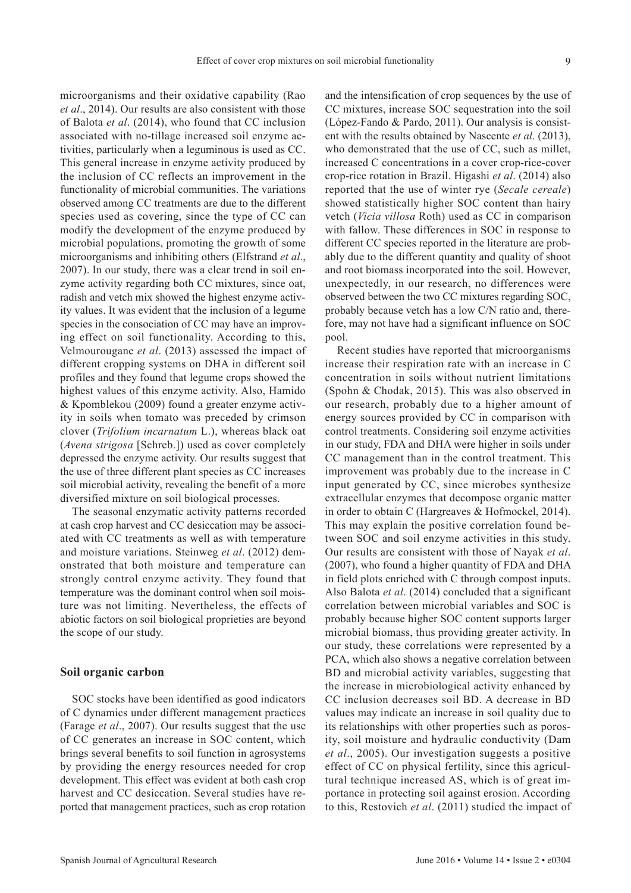microorganisms and their oxidative capability (Rao *et al*., 2014). Our results are also consistent with those of Balota *et al*. (2014), who found that CC inclusion associated with no-tillage increased soil enzyme activities, particularly when a leguminous is used as CC. This general increase in enzyme activity produced by the inclusion of CC reflects an improvement in the functionality of microbial communities. The variations observed among CC treatments are due to the different species used as covering, since the type of CC can modify the development of the enzyme produced by microbial populations, promoting the growth of some microorganisms and inhibiting others (Elfstrand *et al*., 2007). In our study, there was a clear trend in soil enzyme activity regarding both CC mixtures, since oat, radish and vetch mix showed the highest enzyme activity values. It was evident that the inclusion of a legume species in the consociation of CC may have an improving effect on soil functionality. According to this, Velmourougane *et al*. (2013) assessed the impact of different cropping systems on DHA in different soil profiles and they found that legume crops showed the highest values of this enzyme activity. Also, Hamido & Kpomblekou (2009) found a greater enzyme activity in soils when tomato was preceded by crimson clover (*Trifolium incarnatum* L.), whereas black oat (*Avena strigosa* [Schreb.]) used as cover completely depressed the enzyme activity. Our results suggest that the use of three different plant species as CC increases soil microbial activity, revealing the benefit of a more diversified mixture on soil biological processes.

The seasonal enzymatic activity patterns recorded at cash crop harvest and CC desiccation may be associated with CC treatments as well as with temperature and moisture variations. Steinweg *et al*. (2012) demonstrated that both moisture and temperature can strongly control enzyme activity. They found that temperature was the dominant control when soil moisture was not limiting. Nevertheless, the effects of abiotic factors on soil biological proprieties are beyond the scope of our study.

### Soil organic carbon

SOC stocks have been identified as good indicators of C dynamics under different management practices (Farage *et al*., 2007). Our results suggest that the use of CC generates an increase in SOC content, which brings several benefits to soil function in agrosystems by providing the energy resources needed for crop development. This effect was evident at both cash crop harvest and CC desiccation. Several studies have reported that management practices, such as crop rotation and the intensification of crop sequences by the use of CC mixtures, increase SOC sequestration into the soil (López-Fando & Pardo, 2011). Our analysis is consistent with the results obtained by Nascente *et al*. (2013), who demonstrated that the use of CC, such as millet, increased C concentrations in a cover crop-rice-cover crop-rice rotation in Brazil. Higashi *et al*. (2014) also reported that the use of winter rye (*Secale cereale*) showed statistically higher SOC content than hairy vetch (*Vicia villosa* Roth) used as CC in comparison with fallow. These differences in SOC in response to different CC species reported in the literature are probably due to the different quantity and quality of shoot and root biomass incorporated into the soil. However, unexpectedly, in our research, no differences were observed between the two CC mixtures regarding SOC, probably because vetch has a low C/N ratio and, therefore, may not have had a significant influence on SOC pool.

Recent studies have reported that microorganisms increase their respiration rate with an increase in C concentration in soils without nutrient limitations (Spohn & Chodak, 2015). This was also observed in our research, probably due to a higher amount of energy sources provided by CC in comparison with control treatments. Considering soil enzyme activities in our study, FDA and DHA were higher in soils under CC management than in the control treatment. This improvement was probably due to the increase in C input generated by CC, since microbes synthesize extracellular enzymes that decompose organic matter in order to obtain C (Hargreaves & Hofmockel, 2014). This may explain the positive correlation found between SOC and soil enzyme activities in this study. Our results are consistent with those of Nayak *et al*. (2007), who found a higher quantity of FDA and DHA in field plots enriched with C through compost inputs. Also Balota *et al*. (2014) concluded that a significant correlation between microbial variables and SOC is probably because higher SOC content supports larger microbial biomass, thus providing greater activity. In our study, these correlations were represented by a PCA, which also shows a negative correlation between BD and microbial activity variables, suggesting that the increase in microbiological activity enhanced by CC inclusion decreases soil BD. A decrease in BD values may indicate an increase in soil quality due to its relationships with other properties such as porosity, soil moisture and hydraulic conductivity (Dam *et al*., 2005). Our investigation suggests a positive effect of CC on physical fertility, since this agricultural technique increased AS, which is of great importance in protecting soil against erosion. According to this, Restovich *et al*. (2011) studied the impact of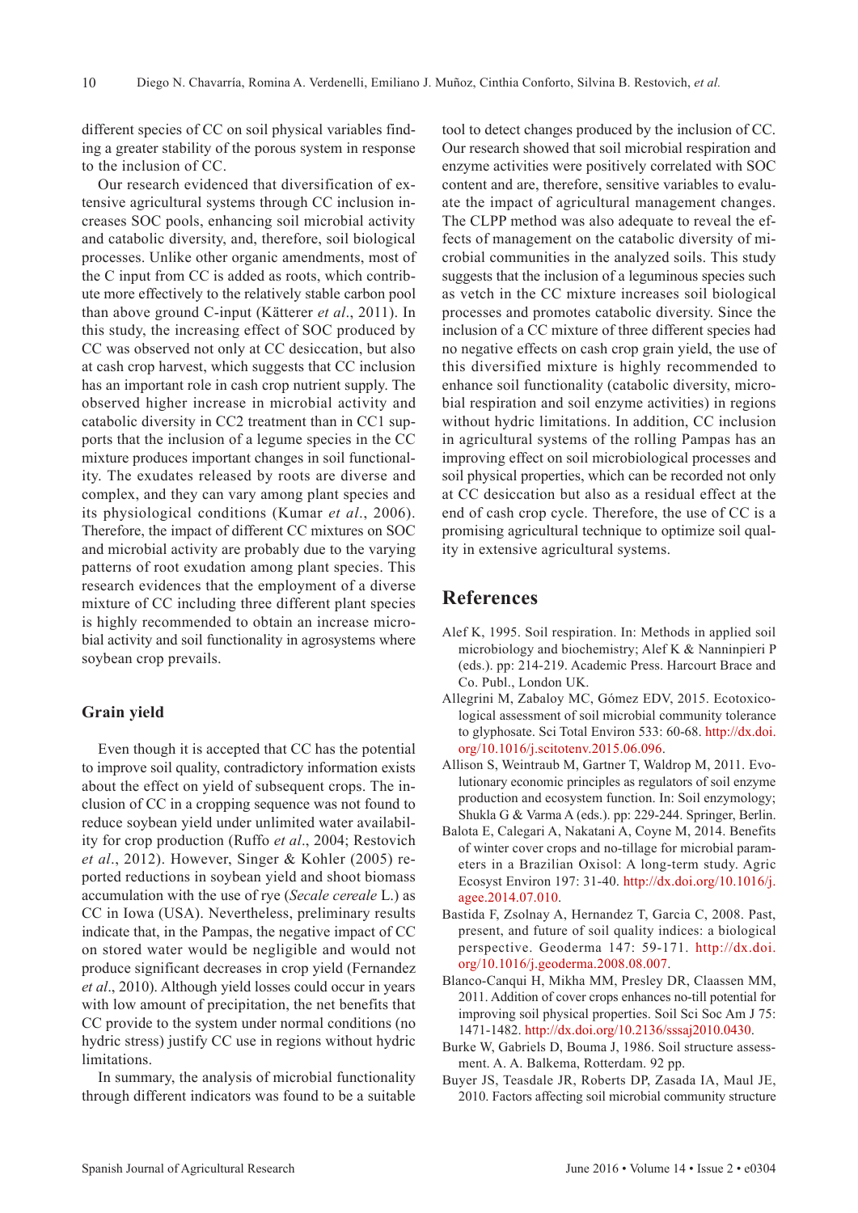different species of CC on soil physical variables finding a greater stability of the porous system in response to the inclusion of CC.

Our research evidenced that diversification of extensive agricultural systems through CC inclusion increases SOC pools, enhancing soil microbial activity and catabolic diversity, and, therefore, soil biological processes. Unlike other organic amendments, most of the C input from CC is added as roots, which contribute more effectively to the relatively stable carbon pool than above ground C-input (Kätterer *et al*., 2011). In this study, the increasing effect of SOC produced by CC was observed not only at CC desiccation, but also at cash crop harvest, which suggests that CC inclusion has an important role in cash crop nutrient supply. The observed higher increase in microbial activity and catabolic diversity in CC2 treatment than in CC1 supports that the inclusion of a legume species in the CC mixture produces important changes in soil functionality. The exudates released by roots are diverse and complex, and they can vary among plant species and its physiological conditions (Kumar *et al*., 2006). Therefore, the impact of different CC mixtures on SOC and microbial activity are probably due to the varying patterns of root exudation among plant species. This research evidences that the employment of a diverse mixture of CC including three different plant species is highly recommended to obtain an increase microbial activity and soil functionality in agrosystems where soybean crop prevails.

## Grain yield

Even though it is accepted that CC has the potential to improve soil quality, contradictory information exists about the effect on yield of subsequent crops. The inclusion of CC in a cropping sequence was not found to reduce soybean yield under unlimited water availability for crop production (Ruffo *et al*., 2004; Restovich *et al*., 2012). However, Singer & Kohler (2005) reported reductions in soybean yield and shoot biomass accumulation with the use of rye (*Secale cereale* L.) as CC in Iowa (USA). Nevertheless, preliminary results indicate that, in the Pampas, the negative impact of CC on stored water would be negligible and would not produce significant decreases in crop yield (Fernandez *et al*., 2010). Although yield losses could occur in years with low amount of precipitation, the net benefits that CC provide to the system under normal conditions (no hydric stress) justify CC use in regions without hydric limitations.

In summary, the analysis of microbial functionality through different indicators was found to be a suitable tool to detect changes produced by the inclusion of CC. Our research showed that soil microbial respiration and enzyme activities were positively correlated with SOC content and are, therefore, sensitive variables to evaluate the impact of agricultural management changes. The CLPP method was also adequate to reveal the effects of management on the catabolic diversity of microbial communities in the analyzed soils. This study suggests that the inclusion of a leguminous species such as vetch in the CC mixture increases soil biological processes and promotes catabolic diversity. Since the inclusion of a CC mixture of three different species had no negative effects on cash crop grain yield, the use of this diversified mixture is highly recommended to enhance soil functionality (catabolic diversity, microbial respiration and soil enzyme activities) in regions without hydric limitations. In addition, CC inclusion in agricultural systems of the rolling Pampas has an improving effect on soil microbiological processes and soil physical properties, which can be recorded not only at CC desiccation but also as a residual effect at the end of cash crop cycle. Therefore, the use of CC is a promising agricultural technique to optimize soil quality in extensive agricultural systems.

# References

Alef K, 1995. Soil respiration. In: Methods in applied soil microbiology and biochemistry; Alef K & Nanninpieri P (eds.). pp: 214-219. Academic Press. Harcourt Brace and Co. Publ., London UK.

Allegrini M, Zabaloy MC, Gómez EDV, 2015. Ecotoxicological assessment of soil microbial community tolerance to glyphosate. Sci Total Environ 533: 60-68. http://dx.doi.org/10.1016/j.scitotenv.2015.06.096.

Allison S, Weintraub M, Gartner T, Waldrop M, 2011. Evolutionary economic principles as regulators of soil enzyme production and ecosystem function. In: Soil enzymology; Shukla G & Varma A (eds.). pp: 229-244. Springer, Berlin.

Balota E, Calegari A, Nakatani A, Coyne M, 2014. Benefits of winter cover crops and no-tillage for microbial parameters in a Brazilian Oxisol: A long-term study. Agric Ecosyst Environ 197: 31-40. http://dx.doi.org/10.1016/j.agee.2014.07.010.

Bastida F, Zsolnay A, Hernandez T, Garcia C, 2008. Past, present, and future of soil quality indices: a biological perspective. Geoderma 147: 59-171. http://dx.doi.org/10.1016/j.geoderma.2008.08.007.

Blanco-Canqui H, Mikha MM, Presley DR, Claassen MM, 2011. Addition of cover crops enhances no-till potential for improving soil physical properties. Soil Sci Soc Am J 75: 1471-1482. http://dx.doi.org/10.2136/sssaj2010.0430.

Burke W, Gabriels D, Bouma J, 1986. Soil structure assessment. A. A. Balkema, Rotterdam. 92 pp.

Buyer JS, Teasdale JR, Roberts DP, Zasada IA, Maul JE, 2010. Factors affecting soil microbial community structure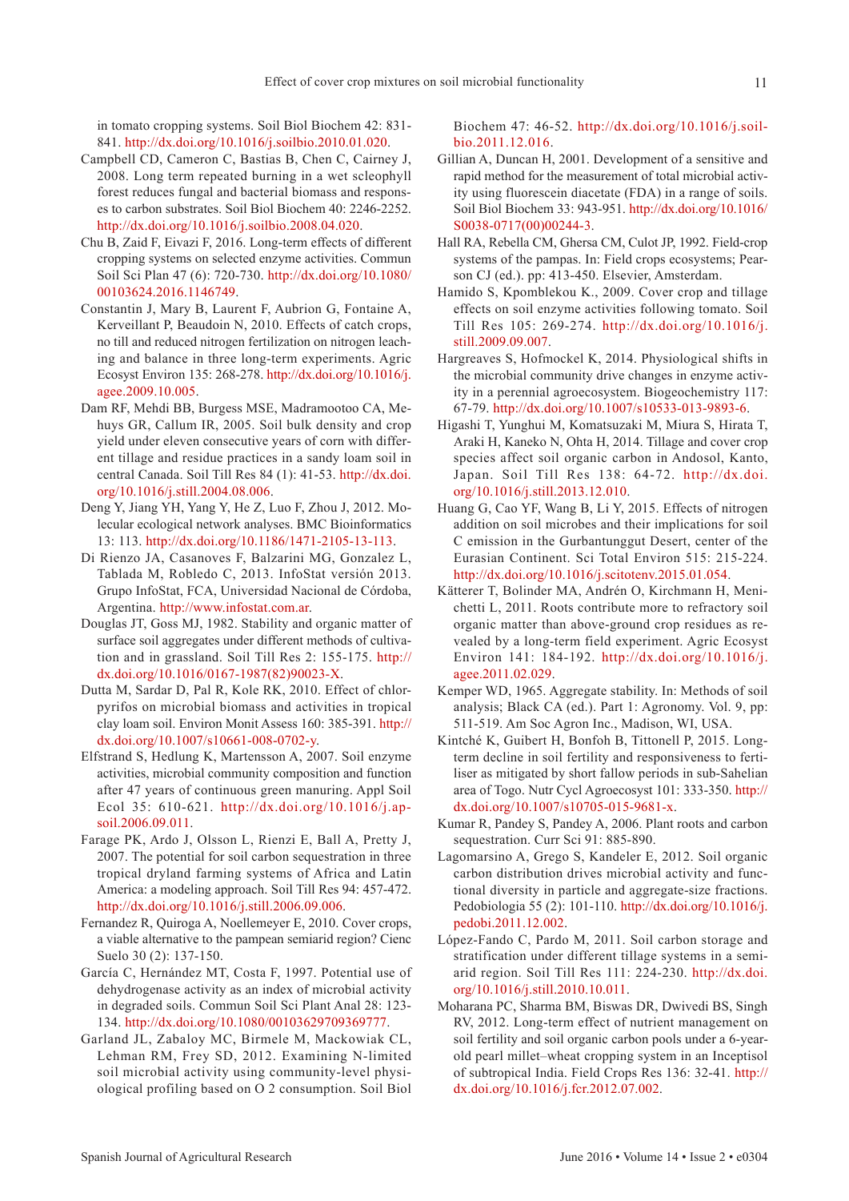in tomato cropping systems. Soil Biol Biochem 42: 831-841. http://dx.doi.org/10.1016/j.soilbio.2010.01.020.

Campbell CD, Cameron C, Bastias B, Chen C, Cairney J, 2008. Long term repeated burning in a wet scleophyll forest reduces fungal and bacterial biomass and responses to carbon substrates. Soil Biol Biochem 40: 2246-2252. http://dx.doi.org/10.1016/j.soilbio.2008.04.020.

Chu B, Zaid F, Eivazi F, 2016. Long-term effects of different cropping systems on selected enzyme activities. Commun Soil Sci Plan 47 (6): 720-730. http://dx.doi.org/10.1080/00103624.2016.1146749.

Constantin J, Mary B, Laurent F, Aubrion G, Fontaine A, Kerveillant P, Beaudoin N, 2010. Effects of catch crops, no till and reduced nitrogen fertilization on nitrogen leaching and balance in three long-term experiments. Agric Ecosyst Environ 135: 268-278. http://dx.doi.org/10.1016/j.agee.2009.10.005.

Dam RF, Mehdi BB, Burgess MSE, Madramootoo CA, Mehuys GR, Callum IR, 2005. Soil bulk density and crop yield under eleven consecutive years of corn with different tillage and residue practices in a sandy loam soil in central Canada. Soil Till Res 84 (1): 41-53. http://dx.doi.org/10.1016/j.still.2004.08.006.

Deng Y, Jiang YH, Yang Y, He Z, Luo F, Zhou J, 2012. Molecular ecological network analyses. BMC Bioinformatics 13: 113. http://dx.doi.org/10.1186/1471-2105-13-113.

Di Rienzo JA, Casanoves F, Balzarini MG, Gonzalez L, Tablada M, Robledo C, 2013. InfoStat versión 2013. Grupo InfoStat, FCA, Universidad Nacional de Córdoba, Argentina. http://www.infostat.com.ar.

Douglas JT, Goss MJ, 1982. Stability and organic matter of surface soil aggregates under different methods of cultivation and in grassland. Soil Till Res 2: 155-175. http://dx.doi.org/10.1016/0167-1987(82)90023-X.

Dutta M, Sardar D, Pal R, Kole RK, 2010. Effect of chlorpyrifos on microbial biomass and activities in tropical clay loam soil. Environ Monit Assess 160: 385-391. http://dx.doi.org/10.1007/s10661-008-0702-y.

Elfstrand S, Hedlung K, Martensson A, 2007. Soil enzyme activities, microbial community composition and function after 47 years of continuous green manuring. Appl Soil Ecol 35: 610-621. http://dx.doi.org/10.1016/j.apsoil.2006.09.011.

Farage PK, Ardo J, Olsson L, Rienzi E, Ball A, Pretty J, 2007. The potential for soil carbon sequestration in three tropical dryland farming systems of Africa and Latin America: a modeling approach. Soil Till Res 94: 457-472. http://dx.doi.org/10.1016/j.still.2006.09.006.

Fernandez R, Quiroga A, Noellemeyer E, 2010. Cover crops, a viable alternative to the pampean semiarid region? Cienc Suelo 30 (2): 137-150.

García C, Hernández MT, Costa F, 1997. Potential use of dehydrogenase activity as an index of microbial activity in degraded soils. Commun Soil Sci Plant Anal 28: 123-134. http://dx.doi.org/10.1080/00103629709369777.

Garland JL, Zabaloy MC, Birmele M, Mackowiak CL, Lehman RM, Frey SD, 2012. Examining N-limited soil microbial activity using community-level physiological profiling based on O 2 consumption. Soil Biol Biochem 47: 46-52. http://dx.doi.org/10.1016/j.soilbio.2011.12.016.

Gillian A, Duncan H, 2001. Development of a sensitive and rapid method for the measurement of total microbial activity using fluorescein diacetate (FDA) in a range of soils. Soil Biol Biochem 33: 943-951. http://dx.doi.org/10.1016/S0038-0717(00)00244-3.

Hall RA, Rebella CM, Ghersa CM, Culot JP, 1992. Field-crop systems of the pampas. In: Field crops ecosystems; Pearson CJ (ed.). pp: 413-450. Elsevier, Amsterdam.

Hamido S, Kpomblekou K., 2009. Cover crop and tillage effects on soil enzyme activities following tomato. Soil Till Res 105: 269-274. http://dx.doi.org/10.1016/j.still.2009.09.007.

Hargreaves S, Hofmockel K, 2014. Physiological shifts in the microbial community drive changes in enzyme activity in a perennial agroecosystem. Biogeochemistry 117: 67-79. http://dx.doi.org/10.1007/s10533-013-9893-6.

Higashi T, Yunghui M, Komatsuzaki M, Miura S, Hirata T, Araki H, Kaneko N, Ohta H, 2014. Tillage and cover crop species affect soil organic carbon in Andosol, Kanto, Japan. Soil Till Res 138: 64-72. http://dx.doi.org/10.1016/j.still.2013.12.010.

Huang G, Cao YF, Wang B, Li Y, 2015. Effects of nitrogen addition on soil microbes and their implications for soil C emission in the Gurbantunggut Desert, center of the Eurasian Continent. Sci Total Environ 515: 215-224. http://dx.doi.org/10.1016/j.scitotenv.2015.01.054.

Kätterer T, Bolinder MA, Andrén O, Kirchmann H, Menichetti L, 2011. Roots contribute more to refractory soil organic matter than above-ground crop residues as revealed by a long-term field experiment. Agric Ecosyst Environ 141: 184-192. http://dx.doi.org/10.1016/j.agee.2011.02.029.

Kemper WD, 1965. Aggregate stability. In: Methods of soil analysis; Black CA (ed.). Part 1: Agronomy. Vol. 9, pp: 511-519. Am Soc Agron Inc., Madison, WI, USA.

Kintché K, Guibert H, Bonfoh B, Tittonell P, 2015. Long-term decline in soil fertility and responsiveness to fertiliser as mitigated by short fallow periods in sub-Sahelian area of Togo. Nutr Cycl Agroecosyst 101: 333-350. http://dx.doi.org/10.1007/s10705-015-9681-x.

Kumar R, Pandey S, Pandey A, 2006. Plant roots and carbon sequestration. Curr Sci 91: 885-890.

Lagomarsino A, Grego S, Kandeler E, 2012. Soil organic carbon distribution drives microbial activity and functional diversity in particle and aggregate-size fractions. Pedobiologia 55 (2): 101-110. http://dx.doi.org/10.1016/j.pedobi.2011.12.002.

López-Fando C, Pardo M, 2011. Soil carbon storage and stratification under different tillage systems in a semi-arid region. Soil Till Res 111: 224-230. http://dx.doi.org/10.1016/j.still.2010.10.011.

Moharana PC, Sharma BM, Biswas DR, Dwivedi BS, Singh RV, 2012. Long-term effect of nutrient management on soil fertility and soil organic carbon pools under a 6-year-old pearl millet–wheat cropping system in an Inceptisol of subtropical India. Field Crops Res 136: 32-41. http://dx.doi.org/10.1016/j.fcr.2012.07.002.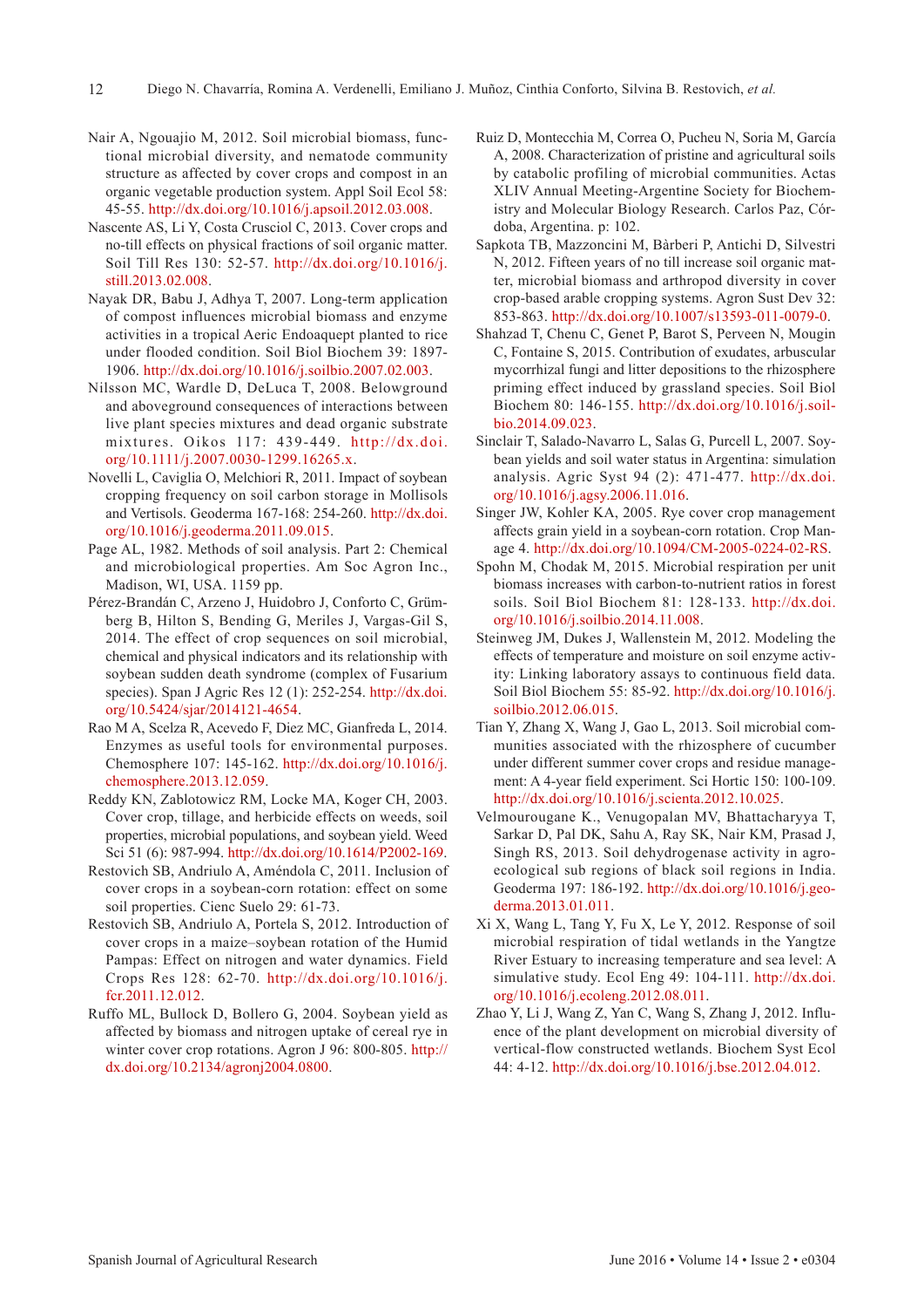Nair A, Ngouajio M, 2012. Soil microbial biomass, functional microbial diversity, and nematode community structure as affected by cover crops and compost in an organic vegetable production system. Appl Soil Ecol 58: 45-55. http://dx.doi.org/10.1016/j.apsoil.2012.03.008.

Nascente AS, Li Y, Costa Crusciol C, 2013. Cover crops and no-till effects on physical fractions of soil organic matter. Soil Till Res 130: 52-57. http://dx.doi.org/10.1016/j.still.2013.02.008.

Nayak DR, Babu J, Adhya T, 2007. Long-term application of compost influences microbial biomass and enzyme activities in a tropical Aeric Endoaquept planted to rice under flooded condition. Soil Biol Biochem 39: 1897-1906. http://dx.doi.org/10.1016/j.soilbio.2007.02.003.

Nilsson MC, Wardle D, DeLuca T, 2008. Belowground and aboveground consequences of interactions between live plant species mixtures and dead organic substrate mixtures. Oikos 117: 439-449. http://dx.doi.org/10.1111/j.2007.0030-1299.16265.x.

Novelli L, Caviglia O, Melchiori R, 2011. Impact of soybean cropping frequency on soil carbon storage in Mollisols and Vertisols. Geoderma 167-168: 254-260. http://dx.doi.org/10.1016/j.geoderma.2011.09.015.

Page AL, 1982. Methods of soil analysis. Part 2: Chemical and microbiological properties. Am Soc Agron Inc., Madison, WI, USA. 1159 pp.

Pérez-Brandán C, Arzeno J, Huidobro J, Conforto C, Grümberg B, Hilton S, Bending G, Meriles J, Vargas-Gil S, 2014. The effect of crop sequences on soil microbial, chemical and physical indicators and its relationship with soybean sudden death syndrome (complex of Fusarium species). Span J Agric Res 12 (1): 252-254. http://dx.doi.org/10.5424/sjar/2014121-4654.

Rao M A, Scelza R, Acevedo F, Diez MC, Gianfreda L, 2014. Enzymes as useful tools for environmental purposes. Chemosphere 107: 145-162. http://dx.doi.org/10.1016/j.chemosphere.2013.12.059.

Reddy KN, Zablotowicz RM, Locke MA, Koger CH, 2003. Cover crop, tillage, and herbicide effects on weeds, soil properties, microbial populations, and soybean yield. Weed Sci 51 (6): 987-994. http://dx.doi.org/10.1614/P2002-169.

Restovich SB, Andriulo A, Améndola C, 2011. Inclusion of cover crops in a soybean-corn rotation: effect on some soil properties. Cienc Suelo 29: 61-73.

Restovich SB, Andriulo A, Portela S, 2012. Introduction of cover crops in a maize–soybean rotation of the Humid Pampas: Effect on nitrogen and water dynamics. Field Crops Res 128: 62-70. http://dx.doi.org/10.1016/j.fcr.2011.12.012.

Ruffo ML, Bullock D, Bollero G, 2004. Soybean yield as affected by biomass and nitrogen uptake of cereal rye in winter cover crop rotations. Agron J 96: 800-805. http://dx.doi.org/10.2134/agronj2004.0800.

Ruiz D, Montecchia M, Correa O, Pucheu N, Soria M, García A, 2008. Characterization of pristine and agricultural soils by catabolic profiling of microbial communities. Actas XLIV Annual Meeting-Argentine Society for Biochemistry and Molecular Biology Research. Carlos Paz, Córdoba, Argentina. p: 102.

Sapkota TB, Mazzoncini M, Bàrberi P, Antichi D, Silvestri N, 2012. Fifteen years of no till increase soil organic matter, microbial biomass and arthropod diversity in cover crop-based arable cropping systems. Agron Sust Dev 32: 853-863. http://dx.doi.org/10.1007/s13593-011-0079-0.

Shahzad T, Chenu C, Genet P, Barot S, Perveen N, Mougin C, Fontaine S, 2015. Contribution of exudates, arbuscular mycorrhizal fungi and litter depositions to the rhizosphere priming effect induced by grassland species. Soil Biol Biochem 80: 146-155. http://dx.doi.org/10.1016/j.soilbio.2014.09.023.

Sinclair T, Salado-Navarro L, Salas G, Purcell L, 2007. Soybean yields and soil water status in Argentina: simulation analysis. Agric Syst 94 (2): 471-477. http://dx.doi.org/10.1016/j.agsy.2006.11.016.

Singer JW, Kohler KA, 2005. Rye cover crop management affects grain yield in a soybean-corn rotation. Crop Manage 4. http://dx.doi.org/10.1094/CM-2005-0224-02-RS.

Spohn M, Chodak M, 2015. Microbial respiration per unit biomass increases with carbon-to-nutrient ratios in forest soils. Soil Biol Biochem 81: 128-133. http://dx.doi.org/10.1016/j.soilbio.2014.11.008.

Steinweg JM, Dukes J, Wallenstein M, 2012. Modeling the effects of temperature and moisture on soil enzyme activity: Linking laboratory assays to continuous field data. Soil Biol Biochem 55: 85-92. http://dx.doi.org/10.1016/j.soilbio.2012.06.015.

Tian Y, Zhang X, Wang J, Gao L, 2013. Soil microbial communities associated with the rhizosphere of cucumber under different summer cover crops and residue management: A 4-year field experiment. Sci Hortic 150: 100-109. http://dx.doi.org/10.1016/j.scienta.2012.10.025.

Velmourougane K., Venugopalan MV, Bhattacharyya T, Sarkar D, Pal DK, Sahu A, Ray SK, Nair KM, Prasad J, Singh RS, 2013. Soil dehydrogenase activity in agro-ecological sub regions of black soil regions in India. Geoderma 197: 186-192. http://dx.doi.org/10.1016/j.geoderma.2013.01.011.

Xi X, Wang L, Tang Y, Fu X, Le Y, 2012. Response of soil microbial respiration of tidal wetlands in the Yangtze River Estuary to increasing temperature and sea level: A simulative study. Ecol Eng 49: 104-111. http://dx.doi.org/10.1016/j.ecoleng.2012.08.011.

Zhao Y, Li J, Wang Z, Yan C, Wang S, Zhang J, 2012. Influence of the plant development on microbial diversity of vertical-flow constructed wetlands. Biochem Syst Ecol 44: 4-12. http://dx.doi.org/10.1016/j.bse.2012.04.012.